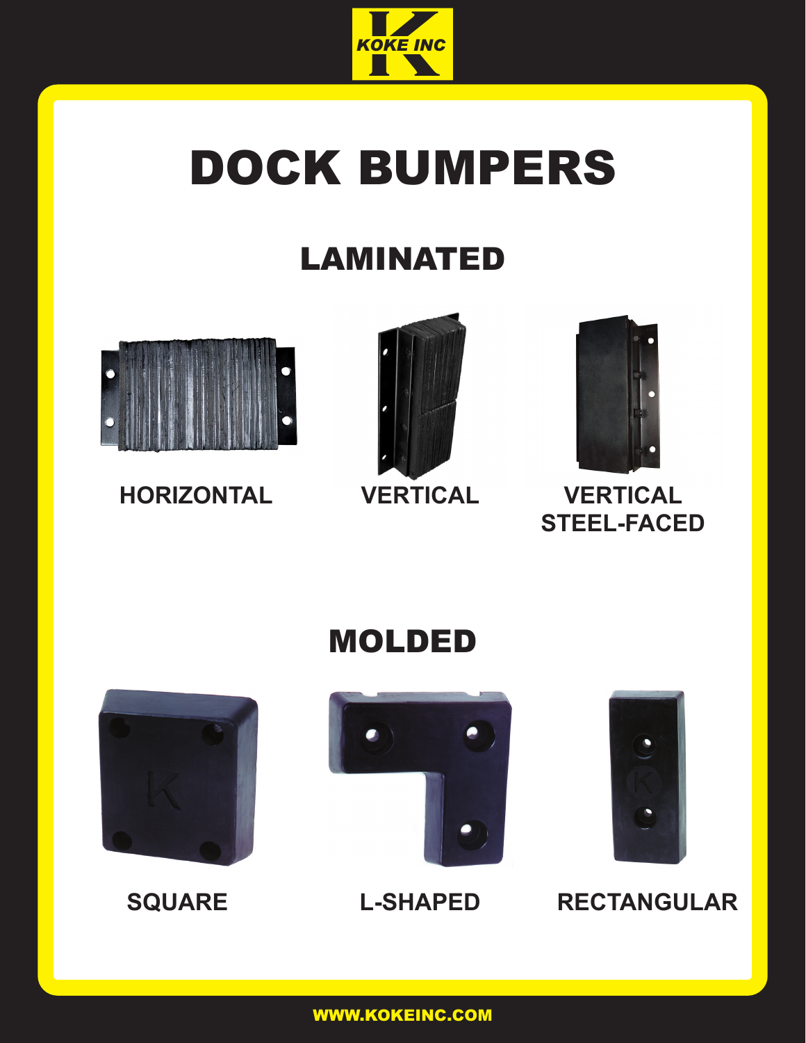KOKE INC

# DOCK BUMPERS

## LAMINATED

**HORIZONTAL**

**VERTICAL**

**VERTICAL STEEL-FACED**

## MOLDED

**SQUARE**

**L-SHAPED**

**RECTANGULAR**

WWW.KOKEINC.COM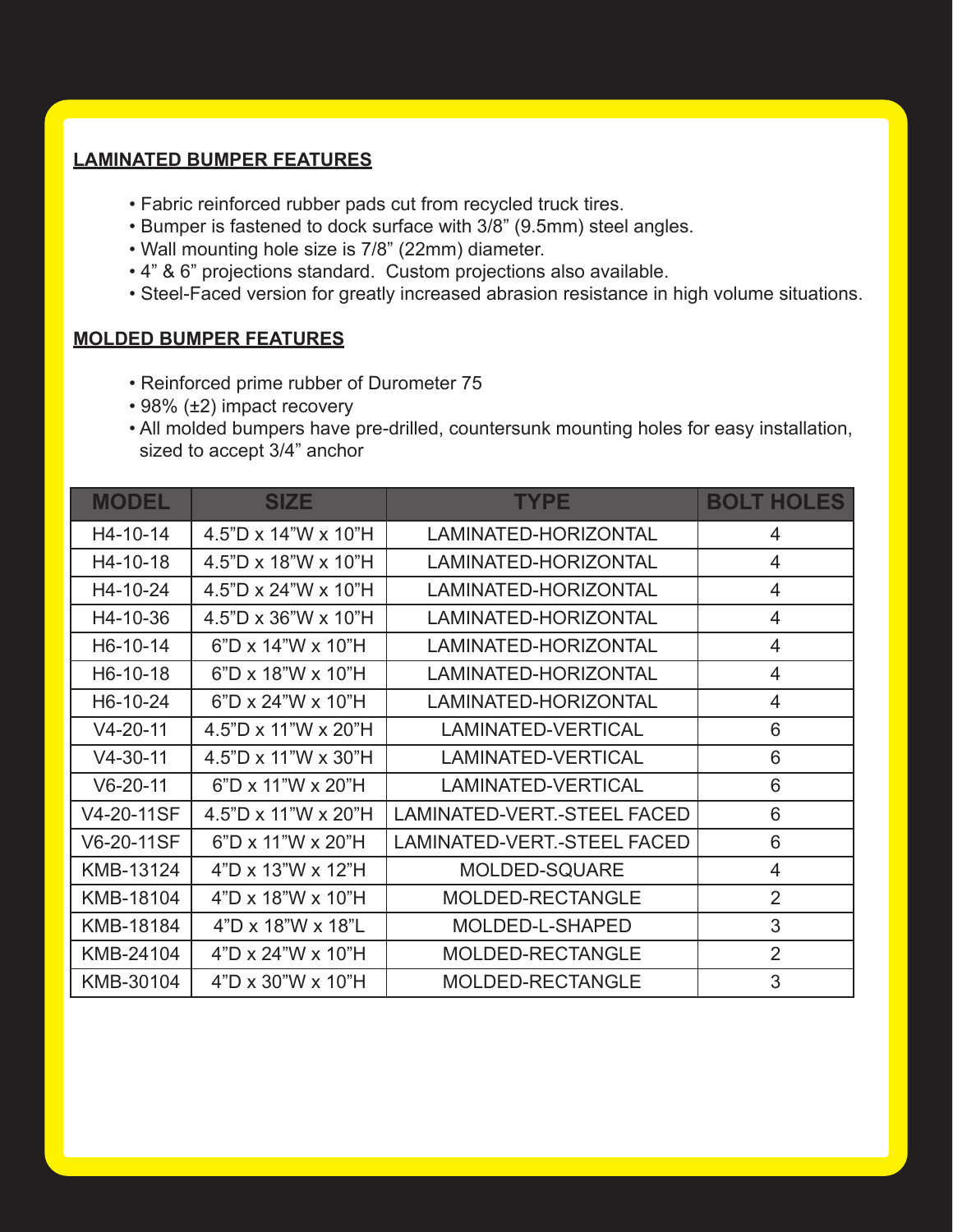**LAMINATED BUMPER FEATURES**

- Fabric reinforced rubber pads cut from recycled truck tires.
- Bumper is fastened to dock surface with 3/8" (9.5mm) steel angles.
- Wall mounting hole size is 7/8" (22mm) diameter.
- 4" & 6" projections standard. Custom projections also available.
- Steel-Faced version for greatly increased abrasion resistance in high volume situations.

**MOLDED BUMPER FEATURES**

- Reinforced prime rubber of Durometer 75
- 98% (±2) impact recovery
- All molded bumpers have pre-drilled, countersunk mounting holes for easy installation, sized to accept 3/4" anchor

| MODEL | SIZE | TYPE | BOLT HOLES |
|---|---|---|---|
| H4-10-14 | 4.5"D x 14"W x 10"H | LAMINATED-HORIZONTAL | 4 |
| H4-10-18 | 4.5"D x 18"W x 10"H | LAMINATED-HORIZONTAL | 4 |
| H4-10-24 | 4.5"D x 24"W x 10"H | LAMINATED-HORIZONTAL | 4 |
| H4-10-36 | 4.5"D x 36"W x 10"H | LAMINATED-HORIZONTAL | 4 |
| H6-10-14 | 6"D x 14"W x 10"H | LAMINATED-HORIZONTAL | 4 |
| H6-10-18 | 6"D x 18"W x 10"H | LAMINATED-HORIZONTAL | 4 |
| H6-10-24 | 6"D x 24"W x 10"H | LAMINATED-HORIZONTAL | 4 |
| V4-20-11 | 4.5"D x 11"W x 20"H | LAMINATED-VERTICAL | 6 |
| V4-30-11 | 4.5"D x 11"W x 30"H | LAMINATED-VERTICAL | 6 |
| V6-20-11 | 6"D x 11"W x 20"H | LAMINATED-VERTICAL | 6 |
| V4-20-11SF | 4.5"D x 11"W x 20"H | LAMINATED-VERT.-STEEL FACED | 6 |
| V6-20-11SF | 6"D x 11"W x 20"H | LAMINATED-VERT.-STEEL FACED | 6 |
| KMB-13124 | 4"D x 13"W x 12"H | MOLDED-SQUARE | 4 |
| KMB-18104 | 4"D x 18"W x 10"H | MOLDED-RECTANGLE | 2 |
| KMB-18184 | 4"D x 18"W x 18"L | MOLDED-L-SHAPED | 3 |
| KMB-24104 | 4"D x 24"W x 10"H | MOLDED-RECTANGLE | 2 |
| KMB-30104 | 4"D x 30"W x 10"H | MOLDED-RECTANGLE | 3 |